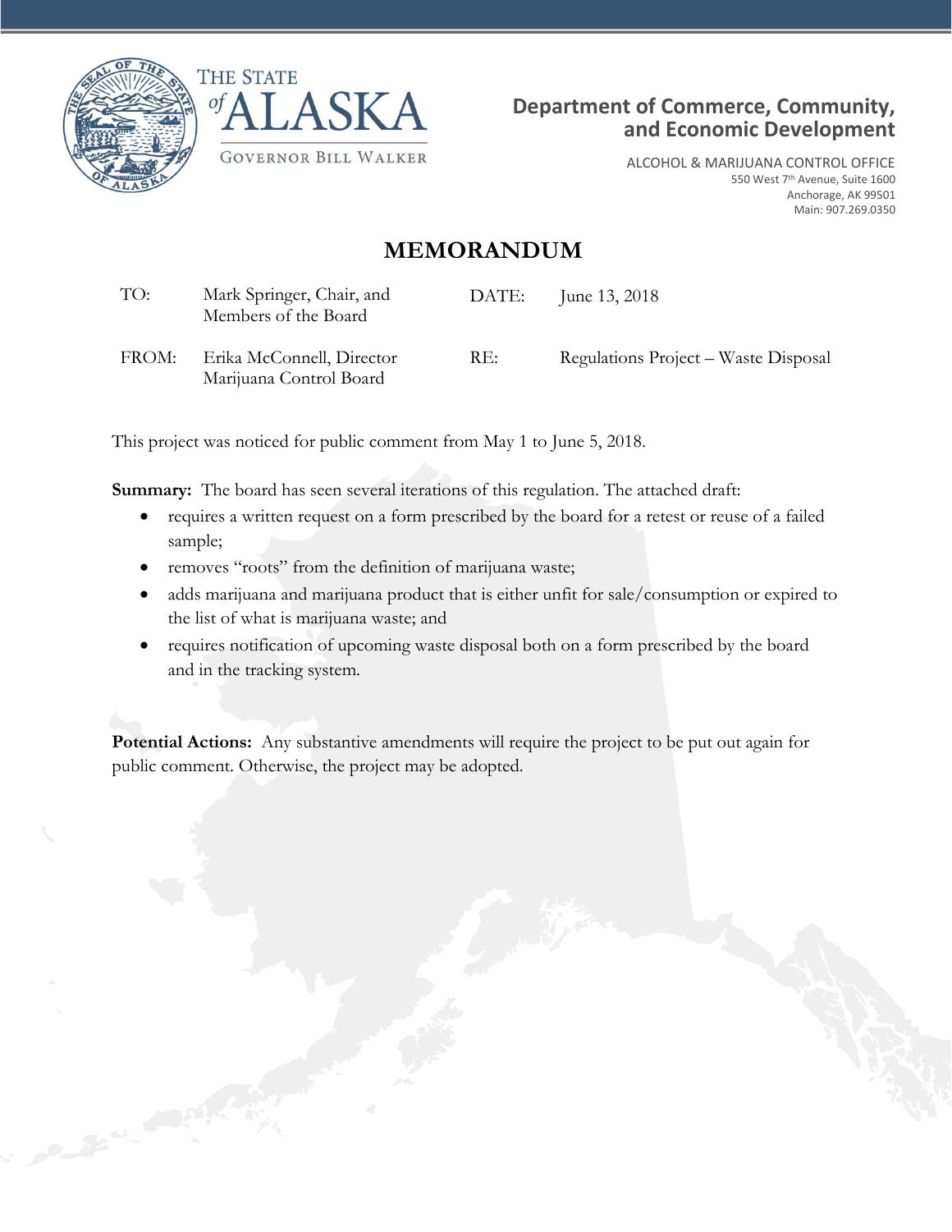THE STATE *of* ALASKA

GOVERNOR BILL WALKER

**Department of Commerce, Community, and Economic Development**

ALCOHOL & MARIJUANA CONTROL OFFICE
550 West 7th Avenue, Suite 1600
Anchorage, AK 99501
Main: 907.269.0350

# MEMORANDUM

| | | | |
|---|---|---|---|
| TO: | Mark Springer, Chair, and Members of the Board | DATE: | June 13, 2018 |
| FROM: | Erika McConnell, Director Marijuana Control Board | RE: | Regulations Project – Waste Disposal |

This project was noticed for public comment from May 1 to June 5, 2018.

**Summary:** The board has seen several iterations of this regulation. The attached draft:

- requires a written request on a form prescribed by the board for a retest or reuse of a failed sample;
- removes "roots" from the definition of marijuana waste;
- adds marijuana and marijuana product that is either unfit for sale/consumption or expired to the list of what is marijuana waste; and
- requires notification of upcoming waste disposal both on a form prescribed by the board and in the tracking system.

**Potential Actions:** Any substantive amendments will require the project to be put out again for public comment. Otherwise, the project may be adopted.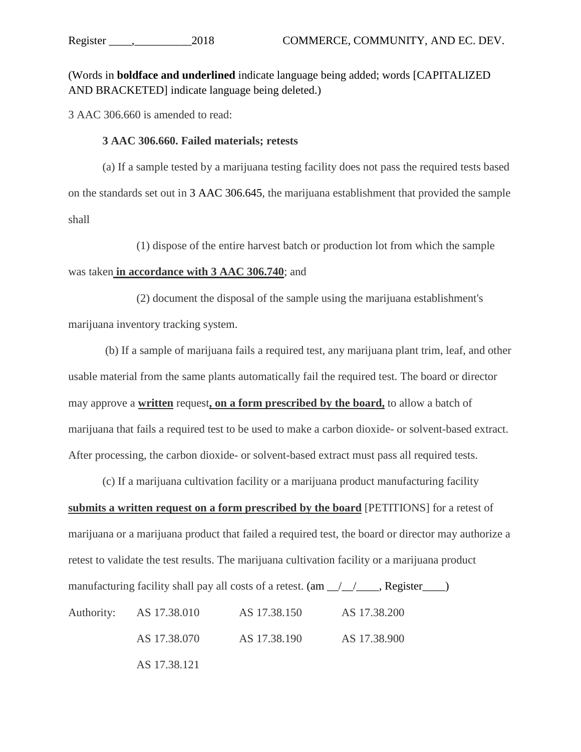(Words in **boldface and underlined** indicate language being added; words [CAPITALIZED AND BRACKETED] indicate language being deleted.)

3 AAC 306.660 is amended to read:

**3 AAC 306.660. Failed materials; retests**

(a) If a sample tested by a marijuana testing facility does not pass the required tests based on the standards set out in 3 AAC 306.645, the marijuana establishment that provided the sample shall

(1) dispose of the entire harvest batch or production lot from which the sample was taken **<u>in accordance with 3 AAC 306.740</u>**; and

(2) document the disposal of the sample using the marijuana establishment's marijuana inventory tracking system.

(b) If a sample of marijuana fails a required test, any marijuana plant trim, leaf, and other usable material from the same plants automatically fail the required test. The board or director may approve a **<u>written</u>** request**<u>, on a form prescribed by the board,</u>** to allow a batch of marijuana that fails a required test to be used to make a carbon dioxide- or solvent-based extract. After processing, the carbon dioxide- or solvent-based extract must pass all required tests.

(c) If a marijuana cultivation facility or a marijuana product manufacturing facility **<u>submits a written request on a form prescribed by the board</u>** [PETITIONS] for a retest of marijuana or a marijuana product that failed a required test, the board or director may authorize a retest to validate the test results. The marijuana cultivation facility or a marijuana product manufacturing facility shall pay all costs of a retest. (am \_\_/\_\_/\_\_\_\_, Register\_\_\_\_)

| Authority: | AS 17.38.010 | AS 17.38.150 | AS 17.38.200 |
|---|---|---|---|
| | AS 17.38.070 | AS 17.38.190 | AS 17.38.900 |
| | AS 17.38.121 | | |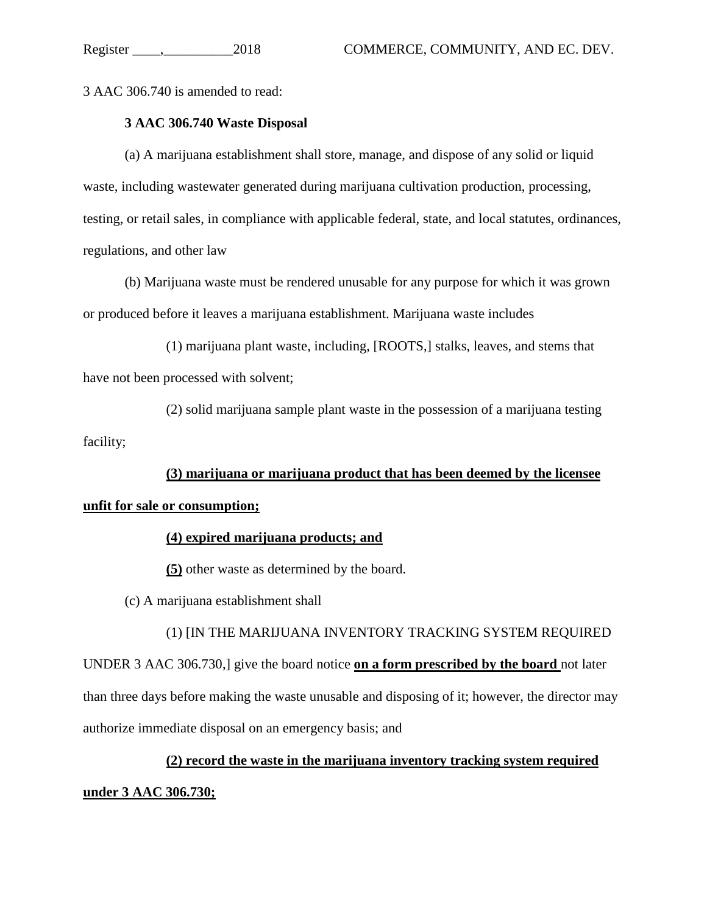3 AAC 306.740 is amended to read:

**3 AAC 306.740 Waste Disposal**

(a) A marijuana establishment shall store, manage, and dispose of any solid or liquid waste, including wastewater generated during marijuana cultivation production, processing, testing, or retail sales, in compliance with applicable federal, state, and local statutes, ordinances, regulations, and other law

(b) Marijuana waste must be rendered unusable for any purpose for which it was grown or produced before it leaves a marijuana establishment. Marijuana waste includes

(1) marijuana plant waste, including, [ROOTS,] stalks, leaves, and stems that have not been processed with solvent;

(2) solid marijuana sample plant waste in the possession of a marijuana testing facility;

**(3) marijuana or marijuana product that has been deemed by the licensee unfit for sale or consumption;**

**(4) expired marijuana products; and**

**(5)** other waste as determined by the board.

(c) A marijuana establishment shall

(1) [IN THE MARIJUANA INVENTORY TRACKING SYSTEM REQUIRED UNDER 3 AAC 306.730,] give the board notice **on a form prescribed by the board** not later than three days before making the waste unusable and disposing of it; however, the director may authorize immediate disposal on an emergency basis; and

**(2) record the waste in the marijuana inventory tracking system required under 3 AAC 306.730;**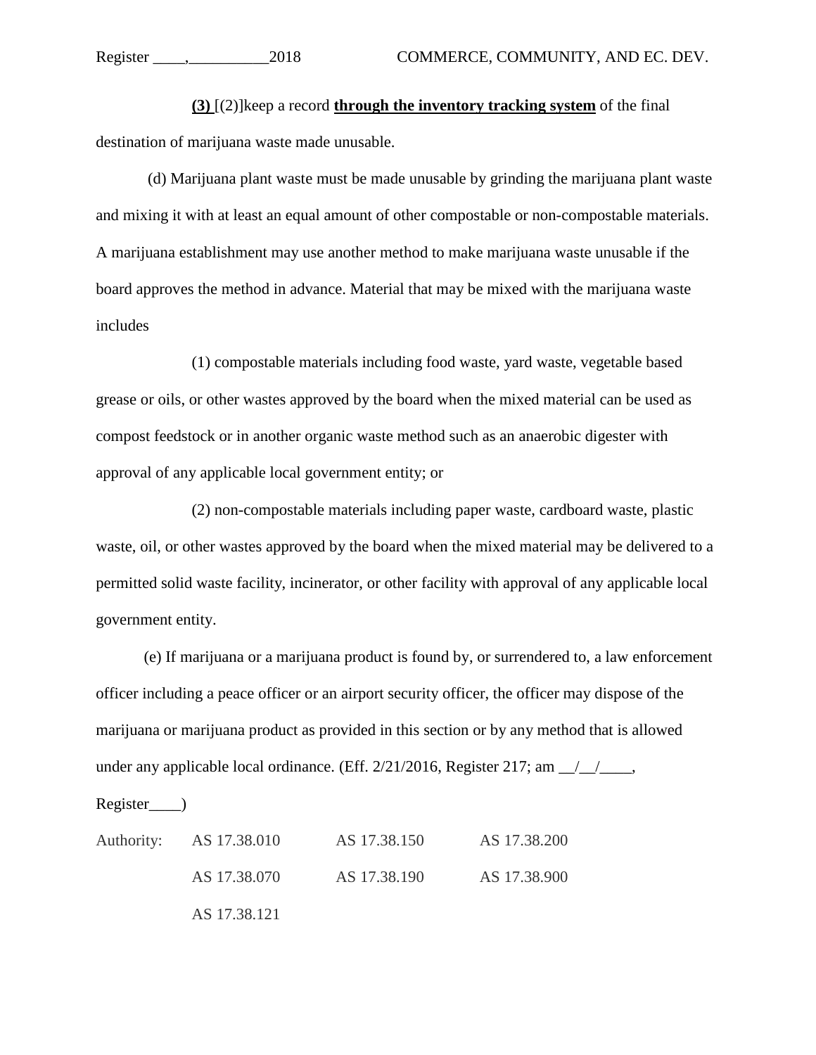**(3)** [(2)]keep a record **through the inventory tracking system** of the final destination of marijuana waste made unusable.

(d) Marijuana plant waste must be made unusable by grinding the marijuana plant waste and mixing it with at least an equal amount of other compostable or non-compostable materials. A marijuana establishment may use another method to make marijuana waste unusable if the board approves the method in advance. Material that may be mixed with the marijuana waste includes

(1) compostable materials including food waste, yard waste, vegetable based grease or oils, or other wastes approved by the board when the mixed material can be used as compost feedstock or in another organic waste method such as an anaerobic digester with approval of any applicable local government entity; or

(2) non-compostable materials including paper waste, cardboard waste, plastic waste, oil, or other wastes approved by the board when the mixed material may be delivered to a permitted solid waste facility, incinerator, or other facility with approval of any applicable local government entity.

(e) If marijuana or a marijuana product is found by, or surrendered to, a law enforcement officer including a peace officer or an airport security officer, the officer may dispose of the marijuana or marijuana product as provided in this section or by any method that is allowed under any applicable local ordinance. (Eff. 2/21/2016, Register 217; am __/__/____, Register____)

| | | | |
|---|---|---|---|
| Authority: | AS 17.38.010 | AS 17.38.150 | AS 17.38.200 |
| | AS 17.38.070 | AS 17.38.190 | AS 17.38.900 |
| | AS 17.38.121 | | |